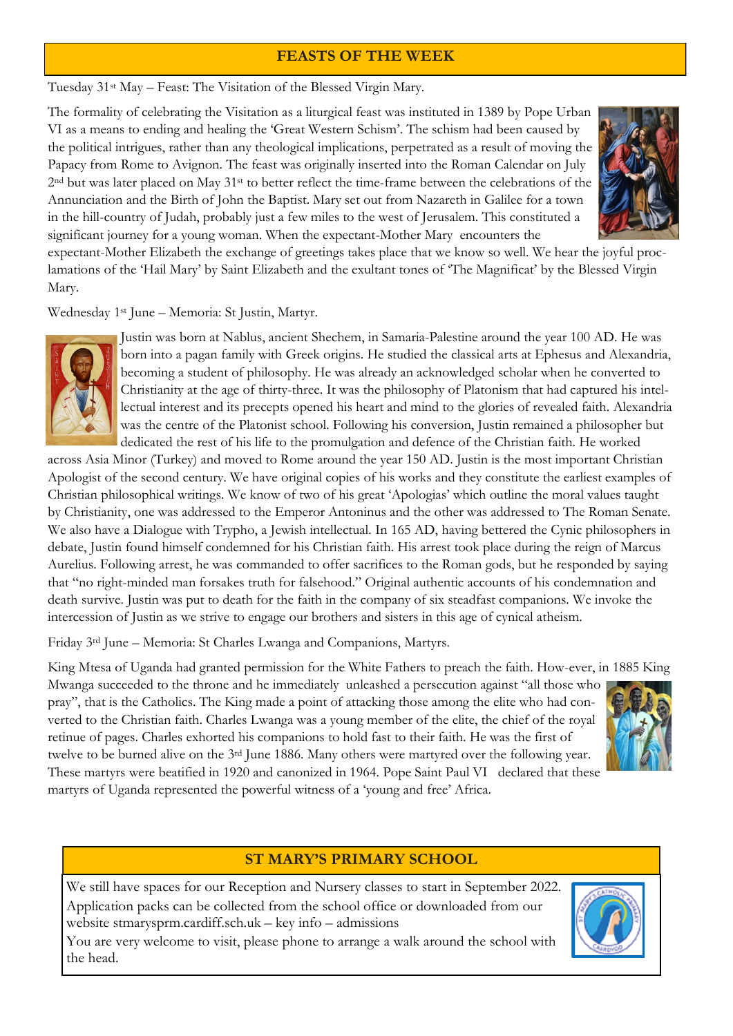## FEASTS OF THE WEEK

Tuesday 31st May – Feast: The Visitation of the Blessed Virgin Mary.

The formality of celebrating the Visitation as a liturgical feast was instituted in 1389 by Pope Urban VI as a means to ending and healing the 'Great Western Schism'. The schism had been caused by the political intrigues, rather than any theological implications, perpetrated as a result of moving the Papacy from Rome to Avignon. The feast was originally inserted into the Roman Calendar on July 2nd but was later placed on May 31st to better reflect the time-frame between the celebrations of the Annunciation and the Birth of John the Baptist. Mary set out from Nazareth in Galilee for a town in the hill-country of Judah, probably just a few miles to the west of Jerusalem. This constituted a significant journey for a young woman. When the expectant-Mother Mary encounters the expectant-Mother Elizabeth the exchange of greetings takes place that we know so well. We hear the joyful proclamations of the 'Hail Mary' by Saint Elizabeth and the exultant tones of 'The Magnificat' by the Blessed Virgin Mary.

Wednesday 1st June – Memoria: St Justin, Martyr.

Justin was born at Nablus, ancient Shechem, in Samaria-Palestine around the year 100 AD. He was born into a pagan family with Greek origins. He studied the classical arts at Ephesus and Alexandria, becoming a student of philosophy. He was already an acknowledged scholar when he converted to Christianity at the age of thirty-three. It was the philosophy of Platonism that had captured his intellectual interest and its precepts opened his heart and mind to the glories of revealed faith. Alexandria was the centre of the Platonist school. Following his conversion, Justin remained a philosopher but dedicated the rest of his life to the promulgation and defence of the Christian faith. He worked across Asia Minor (Turkey) and moved to Rome around the year 150 AD. Justin is the most important Christian Apologist of the second century. We have original copies of his works and they constitute the earliest examples of Christian philosophical writings. We know of two of his great 'Apologias' which outline the moral values taught by Christianity, one was addressed to the Emperor Antoninus and the other was addressed to The Roman Senate. We also have a Dialogue with Trypho, a Jewish intellectual. In 165 AD, having bettered the Cynic philosophers in debate, Justin found himself condemned for his Christian faith. His arrest took place during the reign of Marcus Aurelius. Following arrest, he was commanded to offer sacrifices to the Roman gods, but he responded by saying that "no right-minded man forsakes truth for falsehood." Original authentic accounts of his condemnation and death survive. Justin was put to death for the faith in the company of six steadfast companions. We invoke the intercession of Justin as we strive to engage our brothers and sisters in this age of cynical atheism.

Friday 3rd June – Memoria: St Charles Lwanga and Companions, Martyrs.

King Mtesa of Uganda had granted permission for the White Fathers to preach the faith. How-ever, in 1885 King Mwanga succeeded to the throne and he immediately unleashed a persecution against "all those who pray", that is the Catholics. The King made a point of attacking those among the elite who had converted to the Christian faith. Charles Lwanga was a young member of the elite, the chief of the royal retinue of pages. Charles exhorted his companions to hold fast to their faith. He was the first of twelve to be burned alive on the 3rd June 1886. Many others were martyred over the following year. These martyrs were beatified in 1920 and canonized in 1964. Pope Saint Paul VI declared that these martyrs of Uganda represented the powerful witness of a 'young and free' Africa.

## ST MARY'S PRIMARY SCHOOL

We still have spaces for our Reception and Nursery classes to start in September 2022.
Application packs can be collected from the school office or downloaded from our website stmarysprm.cardiff.sch.uk – key info – admissions
You are very welcome to visit, please phone to arrange a walk around the school with the head.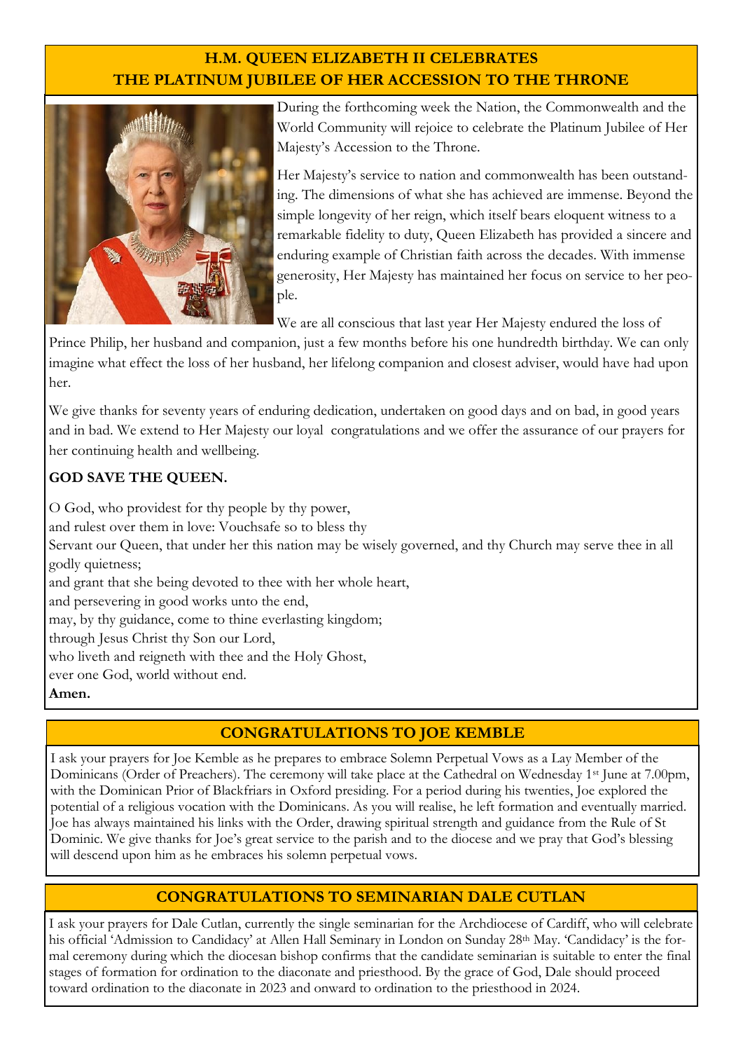## H.M. QUEEN ELIZABETH II CELEBRATES THE PLATINUM JUBILEE OF HER ACCESSION TO THE THRONE

During the forthcoming week the Nation, the Commonwealth and the World Community will rejoice to celebrate the Platinum Jubilee of Her Majesty's Accession to the Throne.

Her Majesty's service to nation and commonwealth has been outstanding. The dimensions of what she has achieved are immense. Beyond the simple longevity of her reign, which itself bears eloquent witness to a remarkable fidelity to duty, Queen Elizabeth has provided a sincere and enduring example of Christian faith across the decades. With immense generosity, Her Majesty has maintained her focus on service to her people.

We are all conscious that last year Her Majesty endured the loss of Prince Philip, her husband and companion, just a few months before his one hundredth birthday. We can only imagine what effect the loss of her husband, her lifelong companion and closest adviser, would have had upon her.

We give thanks for seventy years of enduring dedication, undertaken on good days and on bad, in good years and in bad. We extend to Her Majesty our loyal congratulations and we offer the assurance of our prayers for her continuing health and wellbeing.

**GOD SAVE THE QUEEN.**

O God, who providest for thy people by thy power,
and rulest over them in love: Vouchsafe so to bless thy
Servant our Queen, that under her this nation may be wisely governed, and thy Church may serve thee in all godly quietness;
and grant that she being devoted to thee with her whole heart,
and persevering in good works unto the end,
may, by thy guidance, come to thine everlasting kingdom;
through Jesus Christ thy Son our Lord,
who liveth and reigneth with thee and the Holy Ghost,
ever one God, world without end.
**Amen.**

## CONGRATULATIONS TO JOE KEMBLE

I ask your prayers for Joe Kemble as he prepares to embrace Solemn Perpetual Vows as a Lay Member of the Dominicans (Order of Preachers). The ceremony will take place at the Cathedral on Wednesday 1st June at 7.00pm, with the Dominican Prior of Blackfriars in Oxford presiding. For a period during his twenties, Joe explored the potential of a religious vocation with the Dominicans. As you will realise, he left formation and eventually married. Joe has always maintained his links with the Order, drawing spiritual strength and guidance from the Rule of St Dominic. We give thanks for Joe's great service to the parish and to the diocese and we pray that God's blessing will descend upon him as he embraces his solemn perpetual vows.

## CONGRATULATIONS TO SEMINARIAN DALE CUTLAN

I ask your prayers for Dale Cutlan, currently the single seminarian for the Archdiocese of Cardiff, who will celebrate his official 'Admission to Candidacy' at Allen Hall Seminary in London on Sunday 28th May. 'Candidacy' is the formal ceremony during which the diocesan bishop confirms that the candidate seminarian is suitable to enter the final stages of formation for ordination to the diaconate and priesthood. By the grace of God, Dale should proceed toward ordination to the diaconate in 2023 and onward to ordination to the priesthood in 2024.